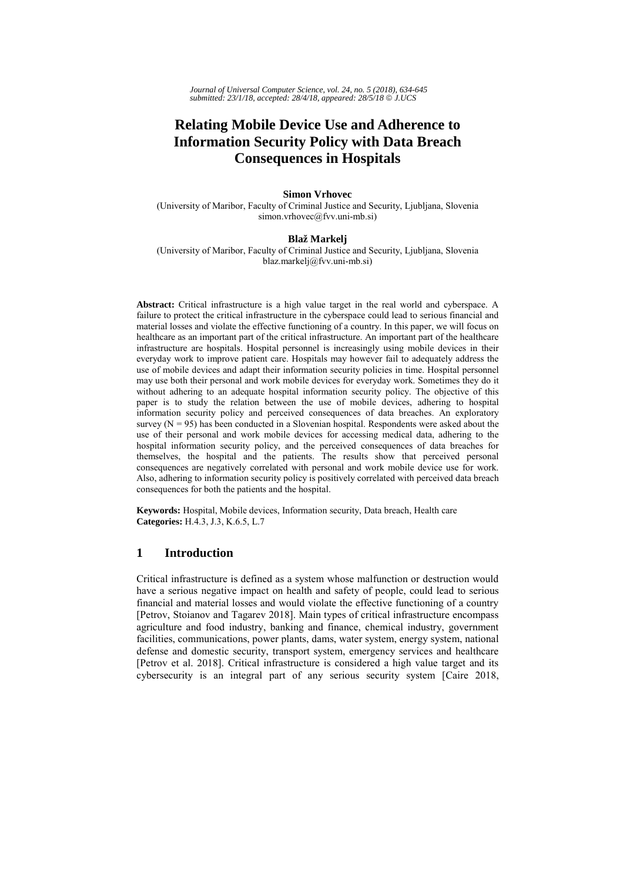# Relating Mobile Device Use and Adherence to Information Security Policy with Data Breach Consequences in Hospitals

**Simon Vrhovec**
(University of Maribor, Faculty of Criminal Justice and Security, Ljubljana, Slovenia
simon.vrhovec@fvv.uni-mb.si)

**Blaž Markelj**
(University of Maribor, Faculty of Criminal Justice and Security, Ljubljana, Slovenia
blaz.markelj@fvv.uni-mb.si)

**Abstract:** Critical infrastructure is a high value target in the real world and cyberspace. A failure to protect the critical infrastructure in the cyberspace could lead to serious financial and material losses and violate the effective functioning of a country. In this paper, we will focus on healthcare as an important part of the critical infrastructure. An important part of the healthcare infrastructure are hospitals. Hospital personnel is increasingly using mobile devices in their everyday work to improve patient care. Hospitals may however fail to adequately address the use of mobile devices and adapt their information security policies in time. Hospital personnel may use both their personal and work mobile devices for everyday work. Sometimes they do it without adhering to an adequate hospital information security policy. The objective of this paper is to study the relation between the use of mobile devices, adhering to hospital information security policy and perceived consequences of data breaches. An exploratory survey ($N = 95$) has been conducted in a Slovenian hospital. Respondents were asked about the use of their personal and work mobile devices for accessing medical data, adhering to the hospital information security policy, and the perceived consequences of data breaches for themselves, the hospital and the patients. The results show that perceived personal consequences are negatively correlated with personal and work mobile device use for work. Also, adhering to information security policy is positively correlated with perceived data breach consequences for both the patients and the hospital.

**Keywords:** Hospital, Mobile devices, Information security, Data breach, Health care
**Categories:** H.4.3, J.3, K.6.5, L.7

## 1 Introduction

Critical infrastructure is defined as a system whose malfunction or destruction would have a serious negative impact on health and safety of people, could lead to serious financial and material losses and would violate the effective functioning of a country [Petrov, Stoianov and Tagarev 2018]. Main types of critical infrastructure encompass agriculture and food industry, banking and finance, chemical industry, government facilities, communications, power plants, dams, water system, energy system, national defense and domestic security, transport system, emergency services and healthcare [Petrov et al. 2018]. Critical infrastructure is considered a high value target and its cybersecurity is an integral part of any serious security system [Caire 2018,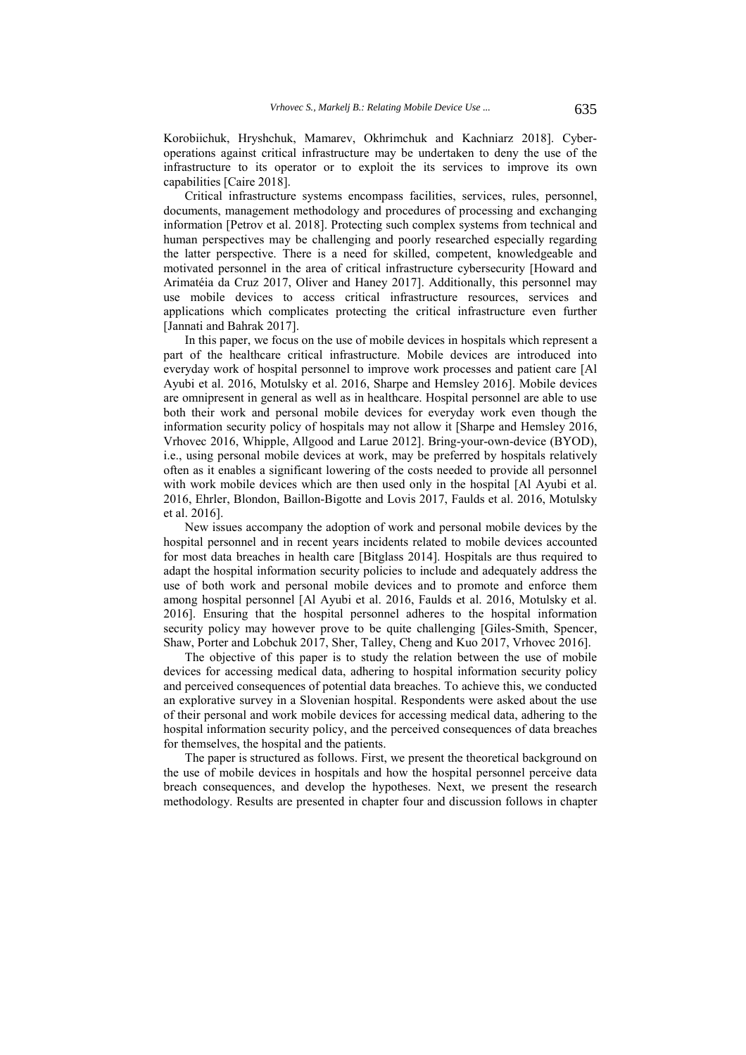Korobiichuk, Hryshchuk, Mamarev, Okhrimchuk and Kachniarz 2018]. Cyber-operations against critical infrastructure may be undertaken to deny the use of the infrastructure to its operator or to exploit the its services to improve its own capabilities [Caire 2018].

Critical infrastructure systems encompass facilities, services, rules, personnel, documents, management methodology and procedures of processing and exchanging information [Petrov et al. 2018]. Protecting such complex systems from technical and human perspectives may be challenging and poorly researched especially regarding the latter perspective. There is a need for skilled, competent, knowledgeable and motivated personnel in the area of critical infrastructure cybersecurity [Howard and Arimatéia da Cruz 2017, Oliver and Haney 2017]. Additionally, this personnel may use mobile devices to access critical infrastructure resources, services and applications which complicates protecting the critical infrastructure even further [Jannati and Bahrak 2017].

In this paper, we focus on the use of mobile devices in hospitals which represent a part of the healthcare critical infrastructure. Mobile devices are introduced into everyday work of hospital personnel to improve work processes and patient care [Al Ayubi et al. 2016, Motulsky et al. 2016, Sharpe and Hemsley 2016]. Mobile devices are omnipresent in general as well as in healthcare. Hospital personnel are able to use both their work and personal mobile devices for everyday work even though the information security policy of hospitals may not allow it [Sharpe and Hemsley 2016, Vrhovec 2016, Whipple, Allgood and Larue 2012]. Bring-your-own-device (BYOD), i.e., using personal mobile devices at work, may be preferred by hospitals relatively often as it enables a significant lowering of the costs needed to provide all personnel with work mobile devices which are then used only in the hospital [Al Ayubi et al. 2016, Ehrler, Blondon, Baillon-Bigotte and Lovis 2017, Faulds et al. 2016, Motulsky et al. 2016].

New issues accompany the adoption of work and personal mobile devices by the hospital personnel and in recent years incidents related to mobile devices accounted for most data breaches in health care [Bitglass 2014]. Hospitals are thus required to adapt the hospital information security policies to include and adequately address the use of both work and personal mobile devices and to promote and enforce them among hospital personnel [Al Ayubi et al. 2016, Faulds et al. 2016, Motulsky et al. 2016]. Ensuring that the hospital personnel adheres to the hospital information security policy may however prove to be quite challenging [Giles-Smith, Spencer, Shaw, Porter and Lobchuk 2017, Sher, Talley, Cheng and Kuo 2017, Vrhovec 2016].

The objective of this paper is to study the relation between the use of mobile devices for accessing medical data, adhering to hospital information security policy and perceived consequences of potential data breaches. To achieve this, we conducted an explorative survey in a Slovenian hospital. Respondents were asked about the use of their personal and work mobile devices for accessing medical data, adhering to the hospital information security policy, and the perceived consequences of data breaches for themselves, the hospital and the patients.

The paper is structured as follows. First, we present the theoretical background on the use of mobile devices in hospitals and how the hospital personnel perceive data breach consequences, and develop the hypotheses. Next, we present the research methodology. Results are presented in chapter four and discussion follows in chapter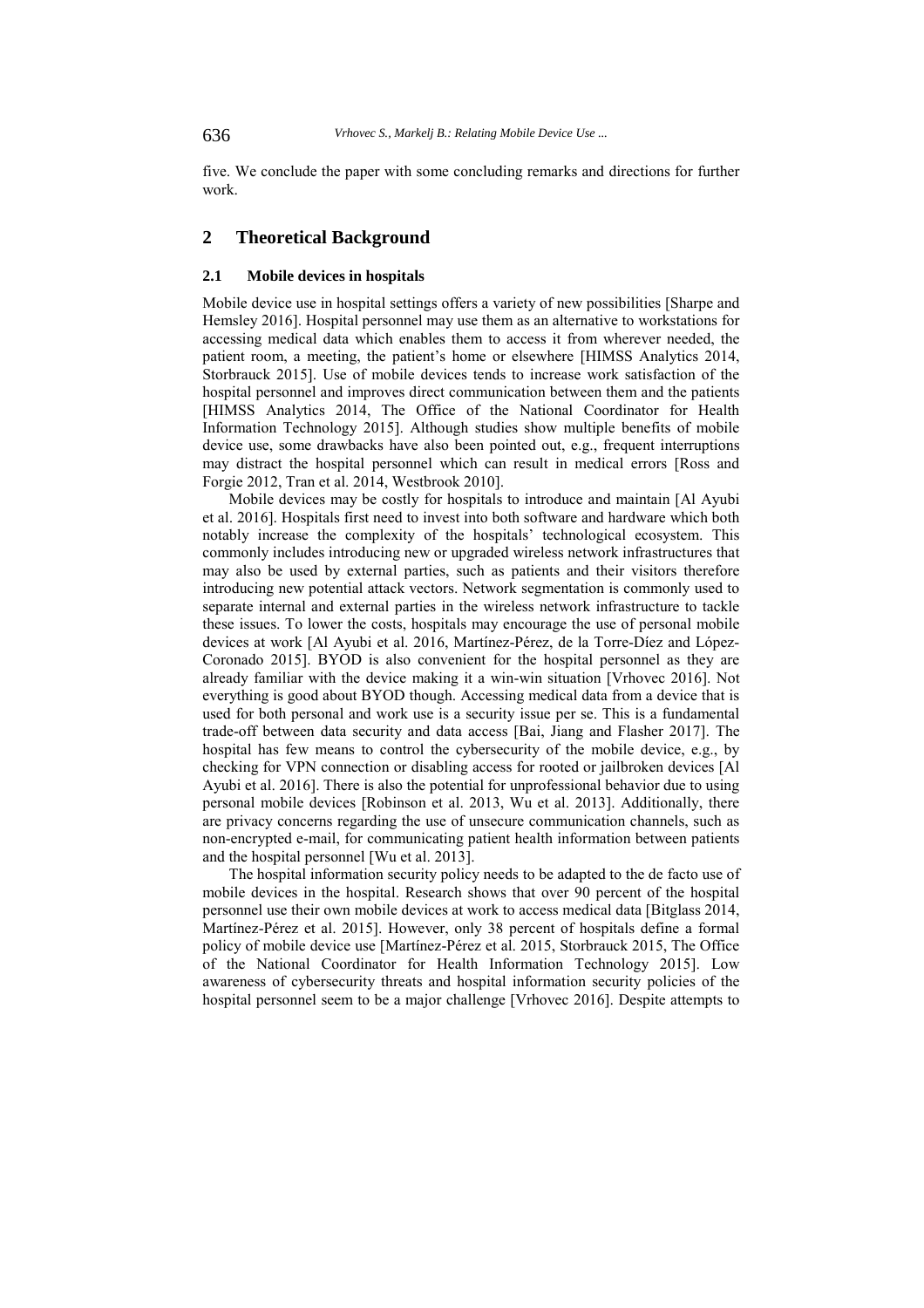five. We conclude the paper with some concluding remarks and directions for further work.

## 2 Theoretical Background

### 2.1 Mobile devices in hospitals

Mobile device use in hospital settings offers a variety of new possibilities [Sharpe and Hemsley 2016]. Hospital personnel may use them as an alternative to workstations for accessing medical data which enables them to access it from wherever needed, the patient room, a meeting, the patient's home or elsewhere [HIMSS Analytics 2014, Storbrauck 2015]. Use of mobile devices tends to increase work satisfaction of the hospital personnel and improves direct communication between them and the patients [HIMSS Analytics 2014, The Office of the National Coordinator for Health Information Technology 2015]. Although studies show multiple benefits of mobile device use, some drawbacks have also been pointed out, e.g., frequent interruptions may distract the hospital personnel which can result in medical errors [Ross and Forgie 2012, Tran et al. 2014, Westbrook 2010].

Mobile devices may be costly for hospitals to introduce and maintain [Al Ayubi et al. 2016]. Hospitals first need to invest into both software and hardware which both notably increase the complexity of the hospitals' technological ecosystem. This commonly includes introducing new or upgraded wireless network infrastructures that may also be used by external parties, such as patients and their visitors therefore introducing new potential attack vectors. Network segmentation is commonly used to separate internal and external parties in the wireless network infrastructure to tackle these issues. To lower the costs, hospitals may encourage the use of personal mobile devices at work [Al Ayubi et al. 2016, Martínez-Pérez, de la Torre-Díez and López-Coronado 2015]. BYOD is also convenient for the hospital personnel as they are already familiar with the device making it a win-win situation [Vrhovec 2016]. Not everything is good about BYOD though. Accessing medical data from a device that is used for both personal and work use is a security issue per se. This is a fundamental trade-off between data security and data access [Bai, Jiang and Flasher 2017]. The hospital has few means to control the cybersecurity of the mobile device, e.g., by checking for VPN connection or disabling access for rooted or jailbroken devices [Al Ayubi et al. 2016]. There is also the potential for unprofessional behavior due to using personal mobile devices [Robinson et al. 2013, Wu et al. 2013]. Additionally, there are privacy concerns regarding the use of unsecure communication channels, such as non-encrypted e-mail, for communicating patient health information between patients and the hospital personnel [Wu et al. 2013].

The hospital information security policy needs to be adapted to the de facto use of mobile devices in the hospital. Research shows that over 90 percent of the hospital personnel use their own mobile devices at work to access medical data [Bitglass 2014, Martínez-Pérez et al. 2015]. However, only 38 percent of hospitals define a formal policy of mobile device use [Martínez-Pérez et al. 2015, Storbrauck 2015, The Office of the National Coordinator for Health Information Technology 2015]. Low awareness of cybersecurity threats and hospital information security policies of the hospital personnel seem to be a major challenge [Vrhovec 2016]. Despite attempts to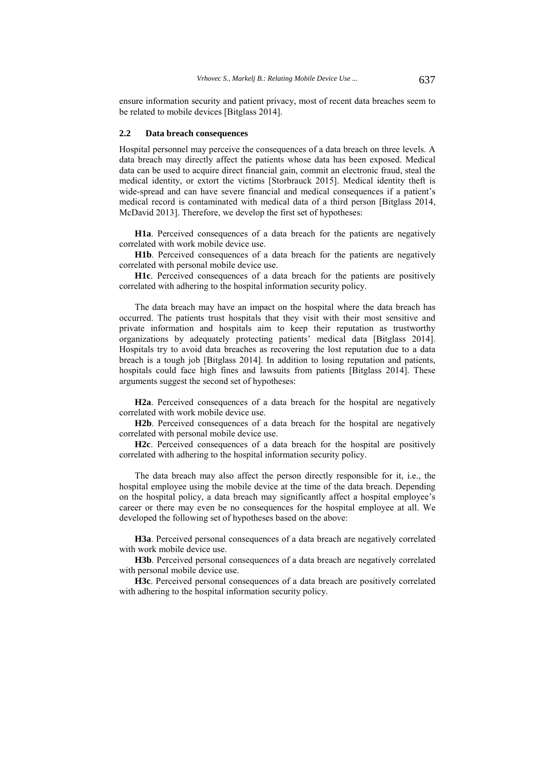ensure information security and patient privacy, most of recent data breaches seem to be related to mobile devices [Bitglass 2014].

### 2.2 Data breach consequences

Hospital personnel may perceive the consequences of a data breach on three levels. A data breach may directly affect the patients whose data has been exposed. Medical data can be used to acquire direct financial gain, commit an electronic fraud, steal the medical identity, or extort the victims [Storbrauck 2015]. Medical identity theft is wide-spread and can have severe financial and medical consequences if a patient's medical record is contaminated with medical data of a third person [Bitglass 2014, McDavid 2013]. Therefore, we develop the first set of hypotheses:

**H1a**. Perceived consequences of a data breach for the patients are negatively correlated with work mobile device use.

**H1b**. Perceived consequences of a data breach for the patients are negatively correlated with personal mobile device use.

**H1c**. Perceived consequences of a data breach for the patients are positively correlated with adhering to the hospital information security policy.

The data breach may have an impact on the hospital where the data breach has occurred. The patients trust hospitals that they visit with their most sensitive and private information and hospitals aim to keep their reputation as trustworthy organizations by adequately protecting patients' medical data [Bitglass 2014]. Hospitals try to avoid data breaches as recovering the lost reputation due to a data breach is a tough job [Bitglass 2014]. In addition to losing reputation and patients, hospitals could face high fines and lawsuits from patients [Bitglass 2014]. These arguments suggest the second set of hypotheses:

**H2a**. Perceived consequences of a data breach for the hospital are negatively correlated with work mobile device use.

**H2b**. Perceived consequences of a data breach for the hospital are negatively correlated with personal mobile device use.

**H2c**. Perceived consequences of a data breach for the hospital are positively correlated with adhering to the hospital information security policy.

The data breach may also affect the person directly responsible for it, i.e., the hospital employee using the mobile device at the time of the data breach. Depending on the hospital policy, a data breach may significantly affect a hospital employee's career or there may even be no consequences for the hospital employee at all. We developed the following set of hypotheses based on the above:

**H3a**. Perceived personal consequences of a data breach are negatively correlated with work mobile device use.

**H3b**. Perceived personal consequences of a data breach are negatively correlated with personal mobile device use.

**H3c**. Perceived personal consequences of a data breach are positively correlated with adhering to the hospital information security policy.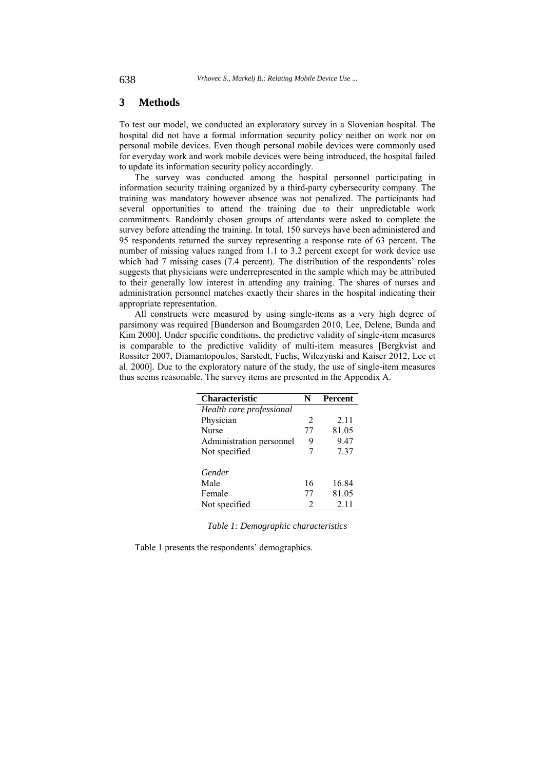## 3 Methods

To test our model, we conducted an exploratory survey in a Slovenian hospital. The hospital did not have a formal information security policy neither on work nor on personal mobile devices. Even though personal mobile devices were commonly used for everyday work and work mobile devices were being introduced, the hospital failed to update its information security policy accordingly.

The survey was conducted among the hospital personnel participating in information security training organized by a third-party cybersecurity company. The training was mandatory however absence was not penalized. The participants had several opportunities to attend the training due to their unpredictable work commitments. Randomly chosen groups of attendants were asked to complete the survey before attending the training. In total, 150 surveys have been administered and 95 respondents returned the survey representing a response rate of 63 percent. The number of missing values ranged from 1.1 to 3.2 percent except for work device use which had 7 missing cases (7.4 percent). The distribution of the respondents' roles suggests that physicians were underrepresented in the sample which may be attributed to their generally low interest in attending any training. The shares of nurses and administration personnel matches exactly their shares in the hospital indicating their appropriate representation.

All constructs were measured by using single-items as a very high degree of parsimony was required [Bunderson and Boumgarden 2010, Lee, Delene, Bunda and Kim 2000]. Under specific conditions, the predictive validity of single-item measures is comparable to the predictive validity of multi-item measures [Bergkvist and Rossiter 2007, Diamantopoulos, Sarstedt, Fuchs, Wilczynski and Kaiser 2012, Lee et al. 2000]. Due to the exploratory nature of the study, the use of single-item measures thus seems reasonable. The survey items are presented in the Appendix A.

| Characteristic | N | Percent |
|---|---|---|
| *Health care professional* | | |
| Physician | 2 | 2.11 |
| Nurse | 77 | 81.05 |
| Administration personnel | 9 | 9.47 |
| Not specified | 7 | 7.37 |
| *Gender* | | |
| Male | 16 | 16.84 |
| Female | 77 | 81.05 |
| Not specified | 2 | 2.11 |

*Table 1: Demographic characteristics*

Table 1 presents the respondents' demographics.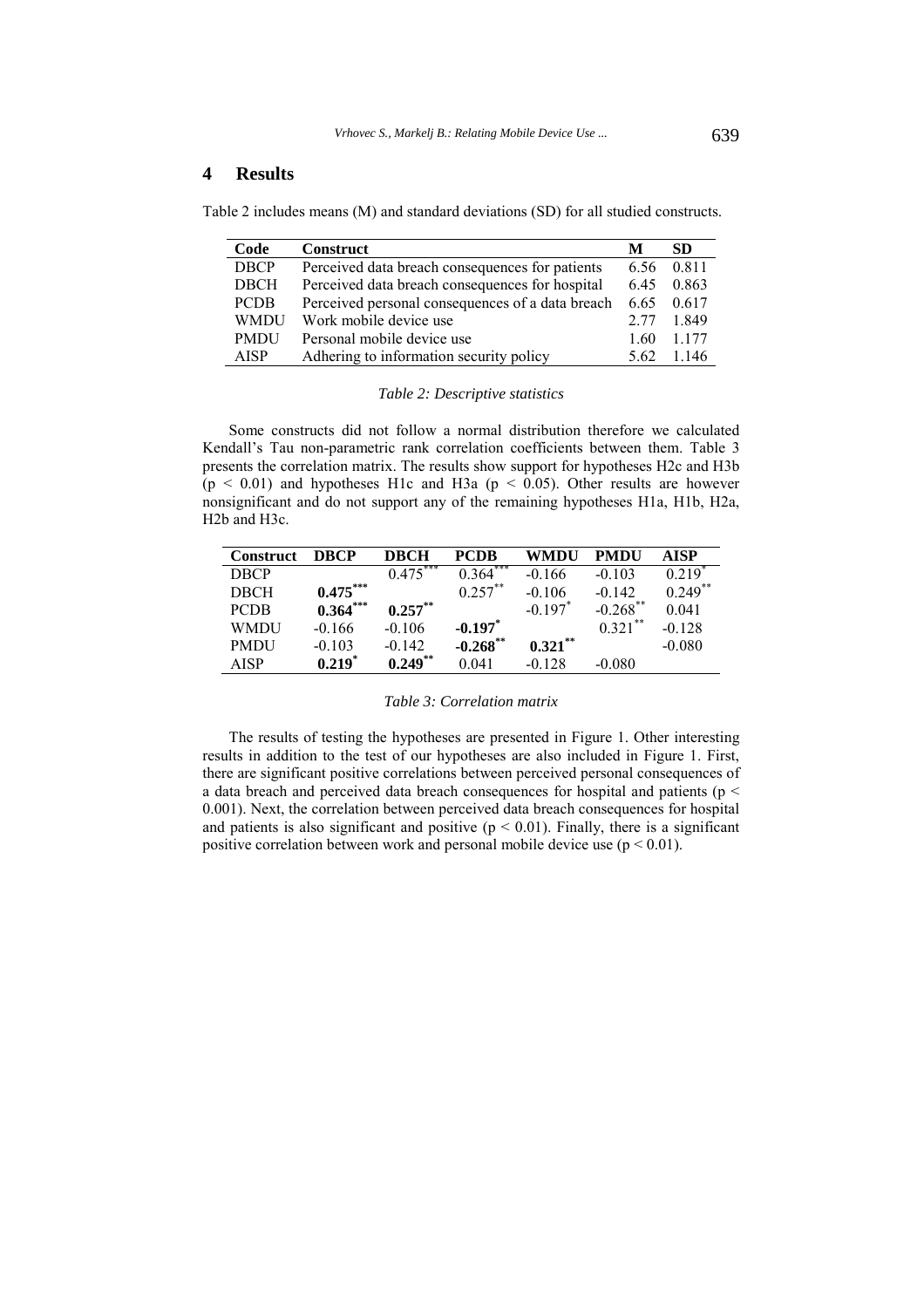## 4 Results

Table 2 includes means (M) and standard deviations (SD) for all studied constructs.

| Code | Construct | M | SD |
|---|---|---|---|
| DBCP | Perceived data breach consequences for patients | 6.56 | 0.811 |
| DBCH | Perceived data breach consequences for hospital | 6.45 | 0.863 |
| PCDB | Perceived personal consequences of a data breach | 6.65 | 0.617 |
| WMDU | Work mobile device use | 2.77 | 1.849 |
| PMDU | Personal mobile device use | 1.60 | 1.177 |
| AISP | Adhering to information security policy | 5.62 | 1.146 |

*Table 2: Descriptive statistics*

Some constructs did not follow a normal distribution therefore we calculated Kendall's Tau non-parametric rank correlation coefficients between them. Table 3 presents the correlation matrix. The results show support for hypotheses H2c and H3b ($p < 0.01$) and hypotheses H1c and H3a ($p < 0.05$). Other results are however nonsignificant and do not support any of the remaining hypotheses H1a, H1b, H2a, H2b and H3c.

| Construct | DBCP | DBCH | PCDB | WMDU | PMDU | AISP |
|---|---|---|---|---|---|---|
| DBCP | | 0.475*** | 0.364*** | -0.166 | -0.103 | 0.219* |
| DBCH | **0.475***\*** | | 0.257** | -0.106 | -0.142 | 0.249** |
| PCDB | **0.364***\*** | **0.257**\*\* | | -0.197* | -0.268** | 0.041 |
| WMDU | -0.166 | -0.106 | **-0.197**\* | | 0.321** | -0.128 |
| PMDU | -0.103 | -0.142 | **-0.268**\*\* | **0.321**\*\* | | -0.080 |
| AISP | **0.219**\* | **0.249**\*\* | 0.041 | -0.128 | -0.080 | |

*Table 3: Correlation matrix*

The results of testing the hypotheses are presented in Figure 1. Other interesting results in addition to the test of our hypotheses are also included in Figure 1. First, there are significant positive correlations between perceived personal consequences of a data breach and perceived data breach consequences for hospital and patients ($p < 0.001$). Next, the correlation between perceived data breach consequences for hospital and patients is also significant and positive ($p < 0.01$). Finally, there is a significant positive correlation between work and personal mobile device use ($p < 0.01$).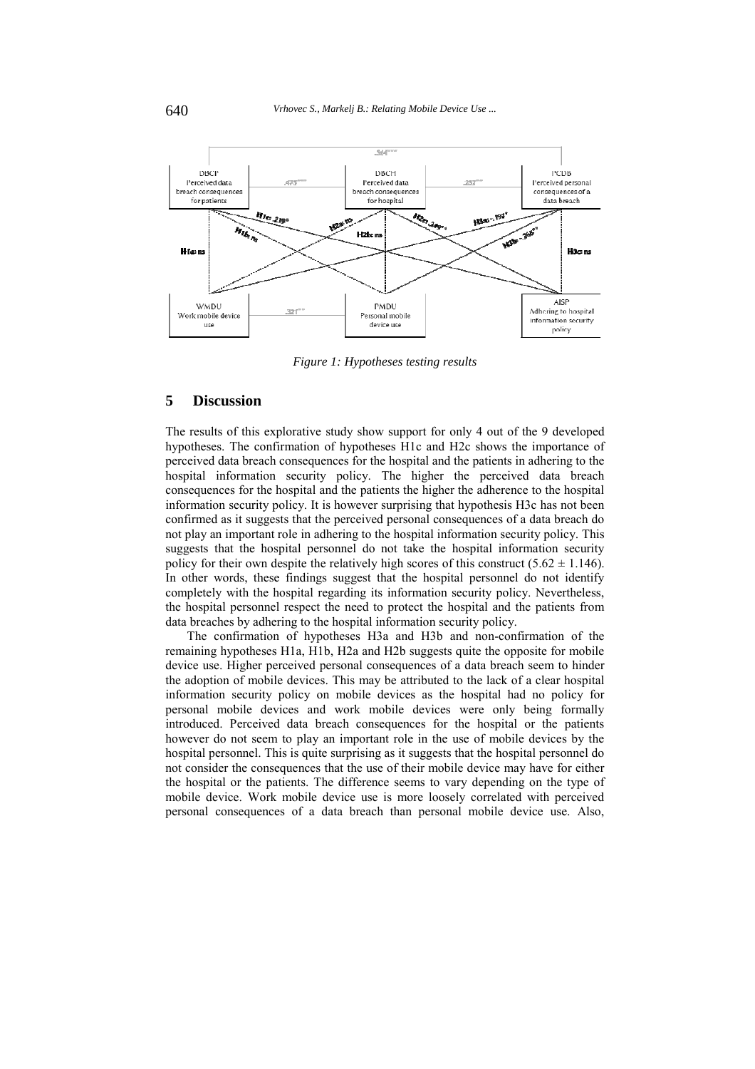*Figure 1: Hypotheses testing results*

## 5 Discussion

The results of this explorative study show support for only 4 out of the 9 developed hypotheses. The confirmation of hypotheses H1c and H2c shows the importance of perceived data breach consequences for the hospital and the patients in adhering to the hospital information security policy. The higher the perceived data breach consequences for the hospital and the patients the higher the adherence to the hospital information security policy. It is however surprising that hypothesis H3c has not been confirmed as it suggests that the perceived personal consequences of a data breach do not play an important role in adhering to the hospital information security policy. This suggests that the hospital personnel do not take the hospital information security policy for their own despite the relatively high scores of this construct ($5.62 \pm 1.146$). In other words, these findings suggest that the hospital personnel do not identify completely with the hospital regarding its information security policy. Nevertheless, the hospital personnel respect the need to protect the hospital and the patients from data breaches by adhering to the hospital information security policy.

The confirmation of hypotheses H3a and H3b and non-confirmation of the remaining hypotheses H1a, H1b, H2a and H2b suggests quite the opposite for mobile device use. Higher perceived personal consequences of a data breach seem to hinder the adoption of mobile devices. This may be attributed to the lack of a clear hospital information security policy on mobile devices as the hospital had no policy for personal mobile devices and work mobile devices were only being formally introduced. Perceived data breach consequences for the hospital or the patients however do not seem to play an important role in the use of mobile devices by the hospital personnel. This is quite surprising as it suggests that the hospital personnel do not consider the consequences that the use of their mobile device may have for either the hospital or the patients. The difference seems to vary depending on the type of mobile device. Work mobile device use is more loosely correlated with perceived personal consequences of a data breach than personal mobile device use. Also,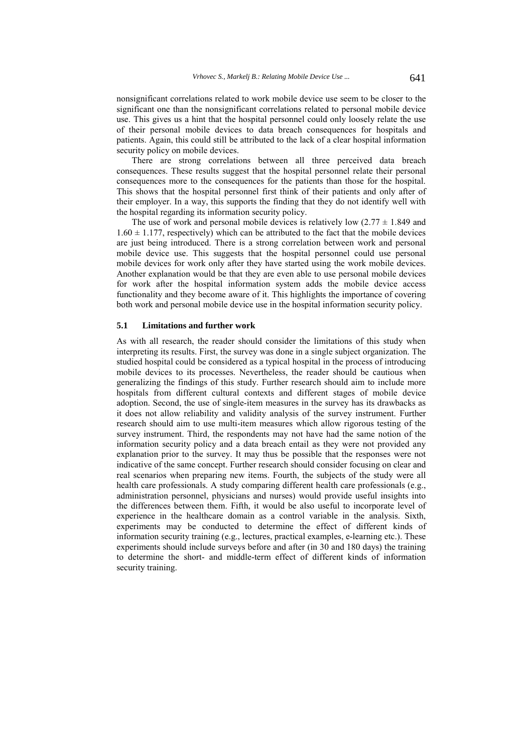nonsignificant correlations related to work mobile device use seem to be closer to the significant one than the nonsignificant correlations related to personal mobile device use. This gives us a hint that the hospital personnel could only loosely relate the use of their personal mobile devices to data breach consequences for hospitals and patients. Again, this could still be attributed to the lack of a clear hospital information security policy on mobile devices.

There are strong correlations between all three perceived data breach consequences. These results suggest that the hospital personnel relate their personal consequences more to the consequences for the patients than those for the hospital. This shows that the hospital personnel first think of their patients and only after of their employer. In a way, this supports the finding that they do not identify well with the hospital regarding its information security policy.

The use of work and personal mobile devices is relatively low ($2.77 \pm 1.849$ and $1.60 \pm 1.177$, respectively) which can be attributed to the fact that the mobile devices are just being introduced. There is a strong correlation between work and personal mobile device use. This suggests that the hospital personnel could use personal mobile devices for work only after they have started using the work mobile devices. Another explanation would be that they are even able to use personal mobile devices for work after the hospital information system adds the mobile device access functionality and they become aware of it. This highlights the importance of covering both work and personal mobile device use in the hospital information security policy.

### 5.1 Limitations and further work

As with all research, the reader should consider the limitations of this study when interpreting its results. First, the survey was done in a single subject organization. The studied hospital could be considered as a typical hospital in the process of introducing mobile devices to its processes. Nevertheless, the reader should be cautious when generalizing the findings of this study. Further research should aim to include more hospitals from different cultural contexts and different stages of mobile device adoption. Second, the use of single-item measures in the survey has its drawbacks as it does not allow reliability and validity analysis of the survey instrument. Further research should aim to use multi-item measures which allow rigorous testing of the survey instrument. Third, the respondents may not have had the same notion of the information security policy and a data breach entail as they were not provided any explanation prior to the survey. It may thus be possible that the responses were not indicative of the same concept. Further research should consider focusing on clear and real scenarios when preparing new items. Fourth, the subjects of the study were all health care professionals. A study comparing different health care professionals (e.g., administration personnel, physicians and nurses) would provide useful insights into the differences between them. Fifth, it would be also useful to incorporate level of experience in the healthcare domain as a control variable in the analysis. Sixth, experiments may be conducted to determine the effect of different kinds of information security training (e.g., lectures, practical examples, e-learning etc.). These experiments should include surveys before and after (in 30 and 180 days) the training to determine the short- and middle-term effect of different kinds of information security training.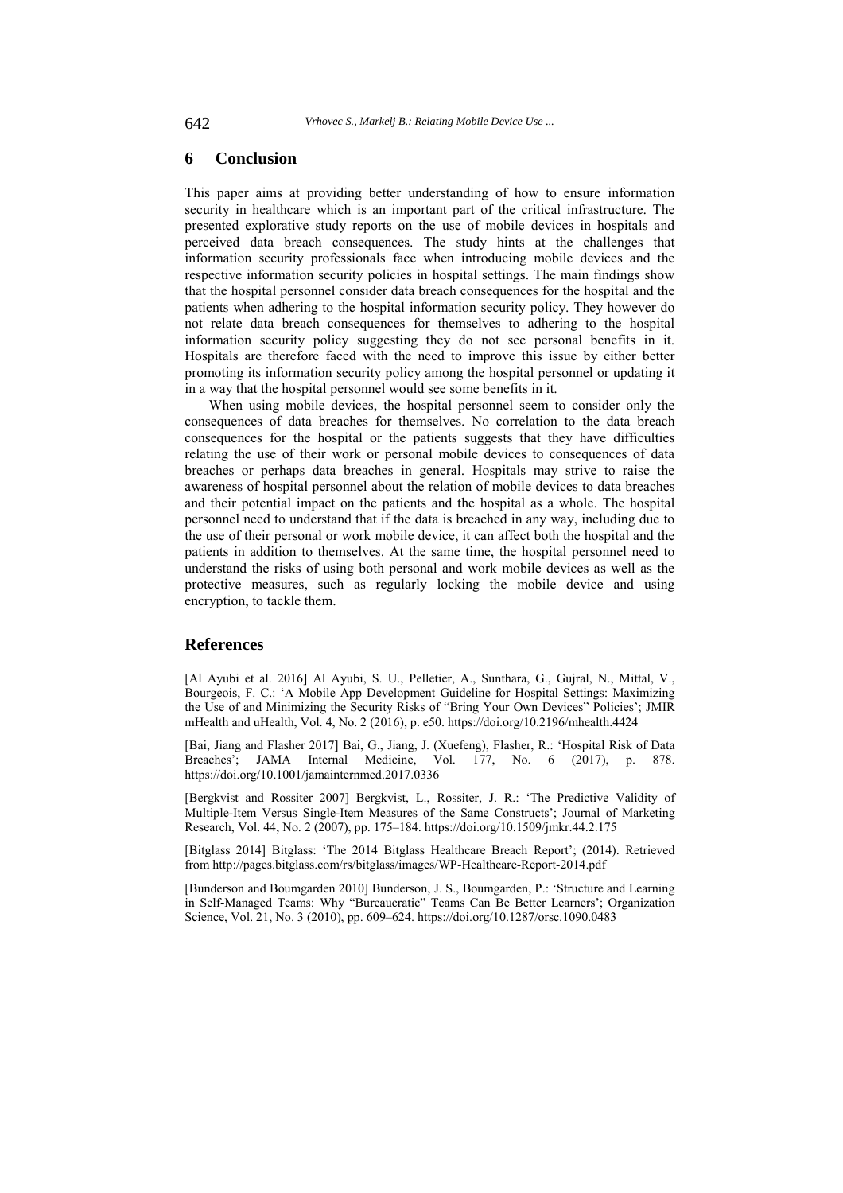## 6 Conclusion

This paper aims at providing better understanding of how to ensure information security in healthcare which is an important part of the critical infrastructure. The presented explorative study reports on the use of mobile devices in hospitals and perceived data breach consequences. The study hints at the challenges that information security professionals face when introducing mobile devices and the respective information security policies in hospital settings. The main findings show that the hospital personnel consider data breach consequences for the hospital and the patients when adhering to the hospital information security policy. They however do not relate data breach consequences for themselves to adhering to the hospital information security policy suggesting they do not see personal benefits in it. Hospitals are therefore faced with the need to improve this issue by either better promoting its information security policy among the hospital personnel or updating it in a way that the hospital personnel would see some benefits in it.

When using mobile devices, the hospital personnel seem to consider only the consequences of data breaches for themselves. No correlation to the data breach consequences for the hospital or the patients suggests that they have difficulties relating the use of their work or personal mobile devices to consequences of data breaches or perhaps data breaches in general. Hospitals may strive to raise the awareness of hospital personnel about the relation of mobile devices to data breaches and their potential impact on the patients and the hospital as a whole. The hospital personnel need to understand that if the data is breached in any way, including due to the use of their personal or work mobile device, it can affect both the hospital and the patients in addition to themselves. At the same time, the hospital personnel need to understand the risks of using both personal and work mobile devices as well as the protective measures, such as regularly locking the mobile device and using encryption, to tackle them.

## References

[Al Ayubi et al. 2016] Al Ayubi, S. U., Pelletier, A., Sunthara, G., Gujral, N., Mittal, V., Bourgeois, F. C.: 'A Mobile App Development Guideline for Hospital Settings: Maximizing the Use of and Minimizing the Security Risks of "Bring Your Own Devices" Policies'; JMIR mHealth and uHealth, Vol. 4, No. 2 (2016), p. e50. https://doi.org/10.2196/mhealth.4424

[Bai, Jiang and Flasher 2017] Bai, G., Jiang, J. (Xuefeng), Flasher, R.: 'Hospital Risk of Data Breaches'; JAMA Internal Medicine, Vol. 177, No. 6 (2017), p. 878. https://doi.org/10.1001/jamainternmed.2017.0336

[Bergkvist and Rossiter 2007] Bergkvist, L., Rossiter, J. R.: 'The Predictive Validity of Multiple-Item Versus Single-Item Measures of the Same Constructs'; Journal of Marketing Research, Vol. 44, No. 2 (2007), pp. 175–184. https://doi.org/10.1509/jmkr.44.2.175

[Bitglass 2014] Bitglass: 'The 2014 Bitglass Healthcare Breach Report'; (2014). Retrieved from http://pages.bitglass.com/rs/bitglass/images/WP-Healthcare-Report-2014.pdf

[Bunderson and Boumgarden 2010] Bunderson, J. S., Boumgarden, P.: 'Structure and Learning in Self-Managed Teams: Why "Bureaucratic" Teams Can Be Better Learners'; Organization Science, Vol. 21, No. 3 (2010), pp. 609–624. https://doi.org/10.1287/orsc.1090.0483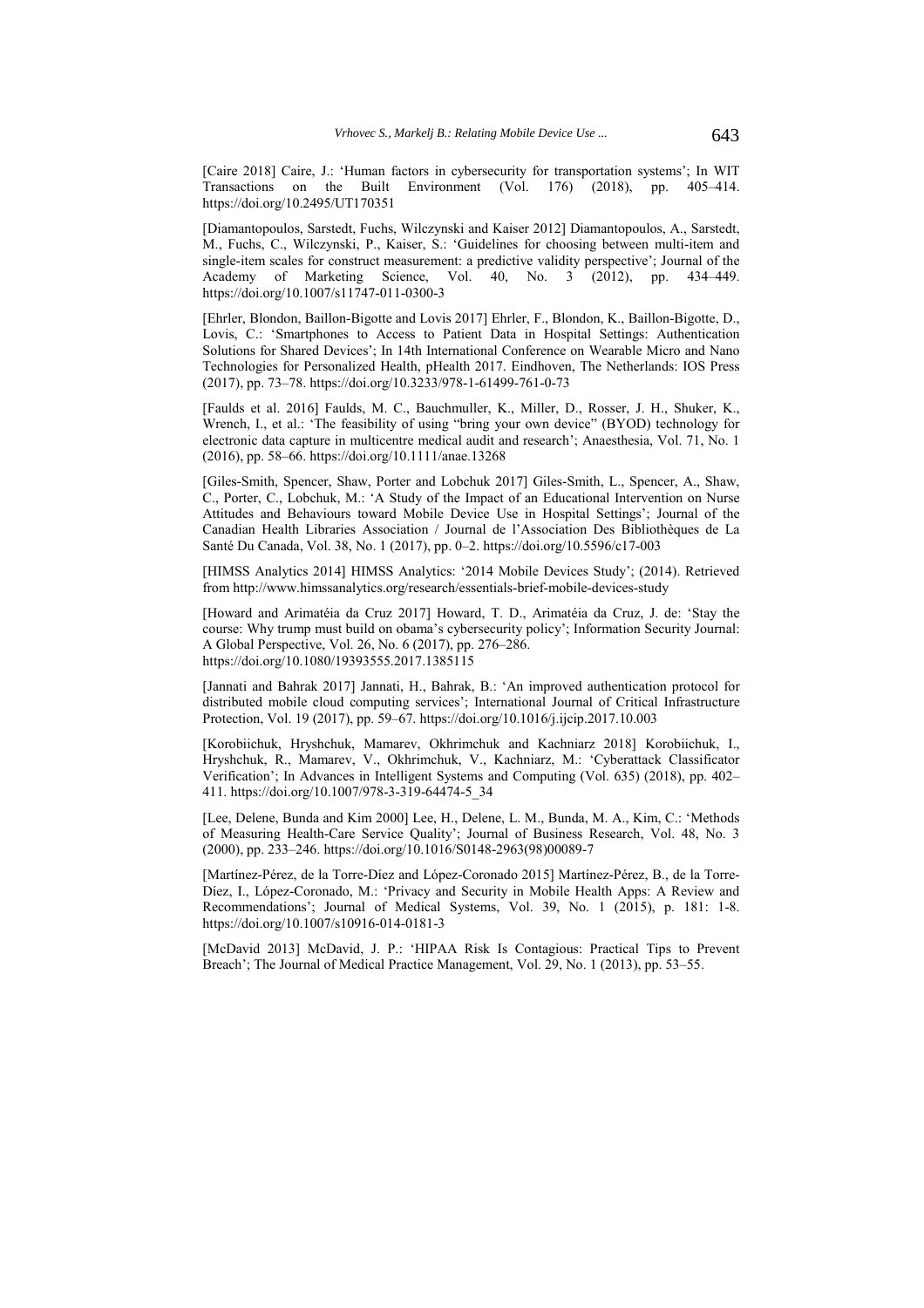[Caire 2018] Caire, J.: 'Human factors in cybersecurity for transportation systems'; In WIT Transactions on the Built Environment (Vol. 176) (2018), pp. 405–414. https://doi.org/10.2495/UT170351

[Diamantopoulos, Sarstedt, Fuchs, Wilczynski and Kaiser 2012] Diamantopoulos, A., Sarstedt, M., Fuchs, C., Wilczynski, P., Kaiser, S.: 'Guidelines for choosing between multi-item and single-item scales for construct measurement: a predictive validity perspective'; Journal of the Academy of Marketing Science, Vol. 40, No. 3 (2012), pp. 434–449. https://doi.org/10.1007/s11747-011-0300-3

[Ehrler, Blondon, Baillon-Bigotte and Lovis 2017] Ehrler, F., Blondon, K., Baillon-Bigotte, D., Lovis, C.: 'Smartphones to Access to Patient Data in Hospital Settings: Authentication Solutions for Shared Devices'; In 14th International Conference on Wearable Micro and Nano Technologies for Personalized Health, pHealth 2017. Eindhoven, The Netherlands: IOS Press (2017), pp. 73–78. https://doi.org/10.3233/978-1-61499-761-0-73

[Faulds et al. 2016] Faulds, M. C., Bauchmuller, K., Miller, D., Rosser, J. H., Shuker, K., Wrench, I., et al.: 'The feasibility of using "bring your own device" (BYOD) technology for electronic data capture in multicentre medical audit and research'; Anaesthesia, Vol. 71, No. 1 (2016), pp. 58–66. https://doi.org/10.1111/anae.13268

[Giles-Smith, Spencer, Shaw, Porter and Lobchuk 2017] Giles-Smith, L., Spencer, A., Shaw, C., Porter, C., Lobchuk, M.: 'A Study of the Impact of an Educational Intervention on Nurse Attitudes and Behaviours toward Mobile Device Use in Hospital Settings'; Journal of the Canadian Health Libraries Association / Journal de l'Association Des Bibliothèques de La Santé Du Canada, Vol. 38, No. 1 (2017), pp. 0–2. https://doi.org/10.5596/c17-003

[HIMSS Analytics 2014] HIMSS Analytics: '2014 Mobile Devices Study'; (2014). Retrieved from http://www.himssanalytics.org/research/essentials-brief-mobile-devices-study

[Howard and Arimatéia da Cruz 2017] Howard, T. D., Arimatéia da Cruz, J. de: 'Stay the course: Why trump must build on obama's cybersecurity policy'; Information Security Journal: A Global Perspective, Vol. 26, No. 6 (2017), pp. 276–286. https://doi.org/10.1080/19393555.2017.1385115

[Jannati and Bahrak 2017] Jannati, H., Bahrak, B.: 'An improved authentication protocol for distributed mobile cloud computing services'; International Journal of Critical Infrastructure Protection, Vol. 19 (2017), pp. 59–67. https://doi.org/10.1016/j.ijcip.2017.10.003

[Korobiichuk, Hryshchuk, Mamarev, Okhrimchuk and Kachniarz 2018] Korobiichuk, I., Hryshchuk, R., Mamarev, V., Okhrimchuk, V., Kachniarz, M.: 'Cyberattack Classificator Verification'; In Advances in Intelligent Systems and Computing (Vol. 635) (2018), pp. 402–411. https://doi.org/10.1007/978-3-319-64474-5_34

[Lee, Delene, Bunda and Kim 2000] Lee, H., Delene, L. M., Bunda, M. A., Kim, C.: 'Methods of Measuring Health-Care Service Quality'; Journal of Business Research, Vol. 48, No. 3 (2000), pp. 233–246. https://doi.org/10.1016/S0148-2963(98)00089-7

[Martínez-Pérez, de la Torre-Díez and López-Coronado 2015] Martínez-Pérez, B., de la Torre-Díez, I., López-Coronado, M.: 'Privacy and Security in Mobile Health Apps: A Review and Recommendations'; Journal of Medical Systems, Vol. 39, No. 1 (2015), p. 181: 1-8. https://doi.org/10.1007/s10916-014-0181-3

[McDavid 2013] McDavid, J. P.: 'HIPAA Risk Is Contagious: Practical Tips to Prevent Breach'; The Journal of Medical Practice Management, Vol. 29, No. 1 (2013), pp. 53–55.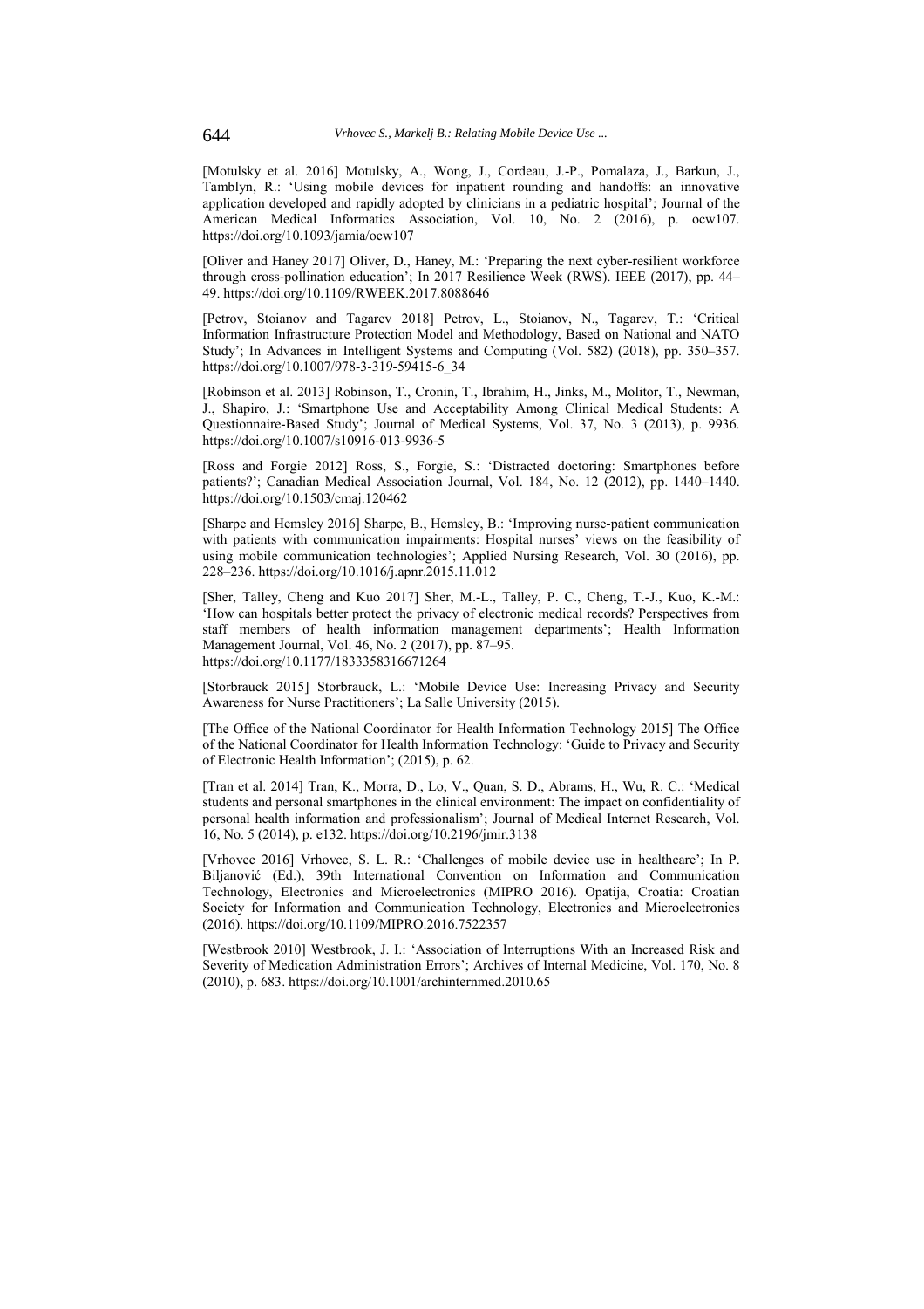[Motulsky et al. 2016] Motulsky, A., Wong, J., Cordeau, J.-P., Pomalaza, J., Barkun, J., Tamblyn, R.: 'Using mobile devices for inpatient rounding and handoffs: an innovative application developed and rapidly adopted by clinicians in a pediatric hospital'; Journal of the American Medical Informatics Association, Vol. 10, No. 2 (2016), p. ocw107. https://doi.org/10.1093/jamia/ocw107

[Oliver and Haney 2017] Oliver, D., Haney, M.: 'Preparing the next cyber-resilient workforce through cross-pollination education'; In 2017 Resilience Week (RWS). IEEE (2017), pp. 44–49. https://doi.org/10.1109/RWEEK.2017.8088646

[Petrov, Stoianov and Tagarev 2018] Petrov, L., Stoianov, N., Tagarev, T.: 'Critical Information Infrastructure Protection Model and Methodology, Based on National and NATO Study'; In Advances in Intelligent Systems and Computing (Vol. 582) (2018), pp. 350–357. https://doi.org/10.1007/978-3-319-59415-6_34

[Robinson et al. 2013] Robinson, T., Cronin, T., Ibrahim, H., Jinks, M., Molitor, T., Newman, J., Shapiro, J.: 'Smartphone Use and Acceptability Among Clinical Medical Students: A Questionnaire-Based Study'; Journal of Medical Systems, Vol. 37, No. 3 (2013), p. 9936. https://doi.org/10.1007/s10916-013-9936-5

[Ross and Forgie 2012] Ross, S., Forgie, S.: 'Distracted doctoring: Smartphones before patients?'; Canadian Medical Association Journal, Vol. 184, No. 12 (2012), pp. 1440–1440. https://doi.org/10.1503/cmaj.120462

[Sharpe and Hemsley 2016] Sharpe, B., Hemsley, B.: 'Improving nurse-patient communication with patients with communication impairments: Hospital nurses' views on the feasibility of using mobile communication technologies'; Applied Nursing Research, Vol. 30 (2016), pp. 228–236. https://doi.org/10.1016/j.apnr.2015.11.012

[Sher, Talley, Cheng and Kuo 2017] Sher, M.-L., Talley, P. C., Cheng, T.-J., Kuo, K.-M.: 'How can hospitals better protect the privacy of electronic medical records? Perspectives from staff members of health information management departments'; Health Information Management Journal, Vol. 46, No. 2 (2017), pp. 87–95. https://doi.org/10.1177/1833358316671264

[Storbrauck 2015] Storbrauck, L.: 'Mobile Device Use: Increasing Privacy and Security Awareness for Nurse Practitioners'; La Salle University (2015).

[The Office of the National Coordinator for Health Information Technology 2015] The Office of the National Coordinator for Health Information Technology: 'Guide to Privacy and Security of Electronic Health Information'; (2015), p. 62.

[Tran et al. 2014] Tran, K., Morra, D., Lo, V., Quan, S. D., Abrams, H., Wu, R. C.: 'Medical students and personal smartphones in the clinical environment: The impact on confidentiality of personal health information and professionalism'; Journal of Medical Internet Research, Vol. 16, No. 5 (2014), p. e132. https://doi.org/10.2196/jmir.3138

[Vrhovec 2016] Vrhovec, S. L. R.: 'Challenges of mobile device use in healthcare'; In P. Biljanović (Ed.), 39th International Convention on Information and Communication Technology, Electronics and Microelectronics (MIPRO 2016). Opatija, Croatia: Croatian Society for Information and Communication Technology, Electronics and Microelectronics (2016). https://doi.org/10.1109/MIPRO.2016.7522357

[Westbrook 2010] Westbrook, J. I.: 'Association of Interruptions With an Increased Risk and Severity of Medication Administration Errors'; Archives of Internal Medicine, Vol. 170, No. 8 (2010), p. 683. https://doi.org/10.1001/archinternmed.2010.65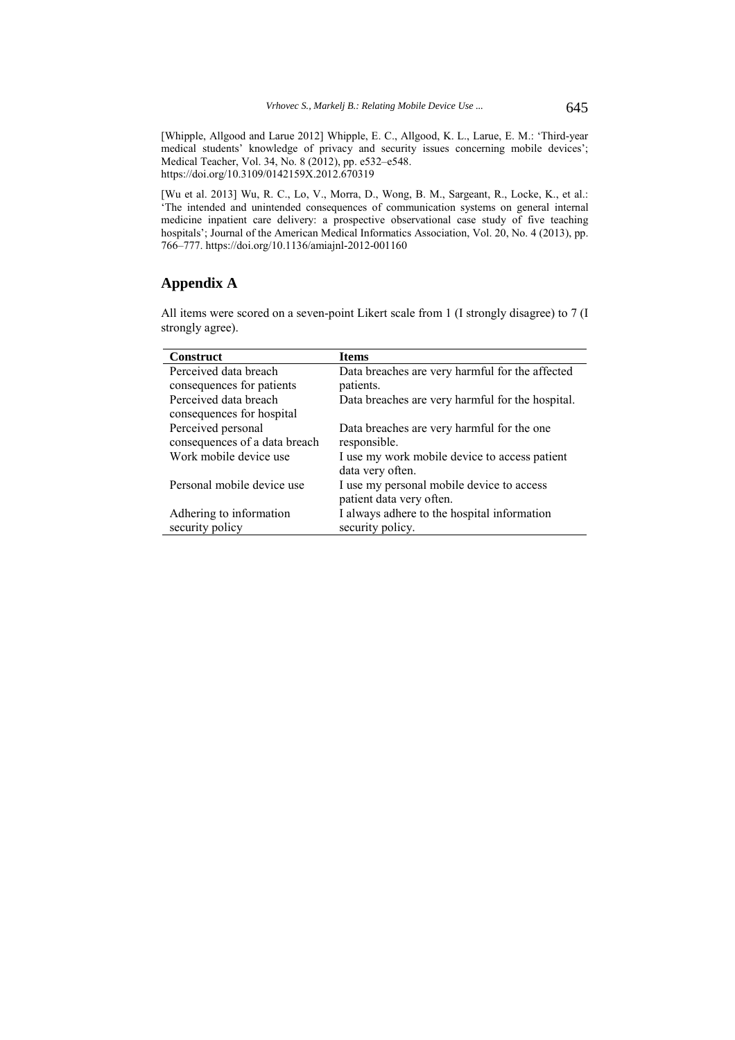[Whipple, Allgood and Larue 2012] Whipple, E. C., Allgood, K. L., Larue, E. M.: 'Third-year medical students' knowledge of privacy and security issues concerning mobile devices'; Medical Teacher, Vol. 34, No. 8 (2012), pp. e532–e548. https://doi.org/10.3109/0142159X.2012.670319

[Wu et al. 2013] Wu, R. C., Lo, V., Morra, D., Wong, B. M., Sargeant, R., Locke, K., et al.: 'The intended and unintended consequences of communication systems on general internal medicine inpatient care delivery: a prospective observational case study of five teaching hospitals'; Journal of the American Medical Informatics Association, Vol. 20, No. 4 (2013), pp. 766–777. https://doi.org/10.1136/amiajnl-2012-001160

## Appendix A

All items were scored on a seven-point Likert scale from 1 (I strongly disagree) to 7 (I strongly agree).

| Construct | Items |
|---|---|
| Perceived data breach consequences for patients | Data breaches are very harmful for the affected patients. |
| Perceived data breach consequences for hospital | Data breaches are very harmful for the hospital. |
| Perceived personal consequences of a data breach | Data breaches are very harmful for the one responsible. |
| Work mobile device use | I use my work mobile device to access patient data very often. |
| Personal mobile device use | I use my personal mobile device to access patient data very often. |
| Adhering to information security policy | I always adhere to the hospital information security policy. |